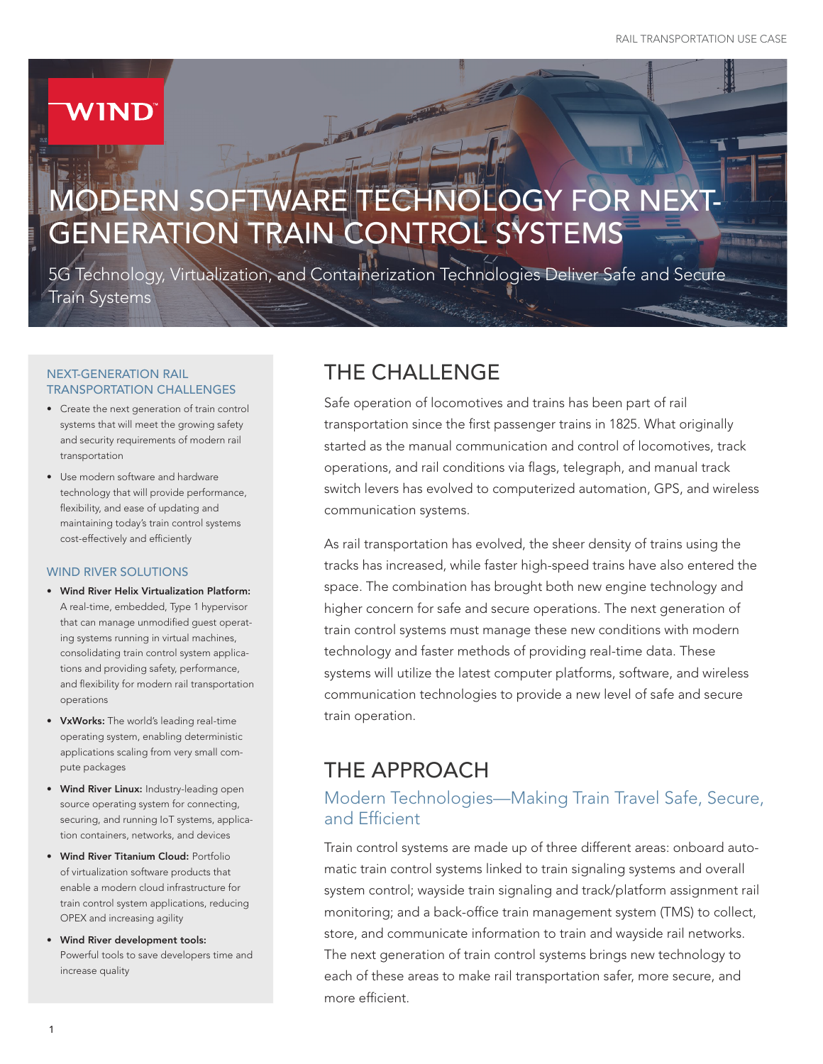# MODERN SOFTWARE TECHNOLOGY FOR NEXT-GENERATION TRAIN CONTROL SYSTEMS

5G Technology, Virtualization, and Containerization Technologies Deliver Safe and Secure Train Systems

### NEXT-GENERATION RAIL TRANSPORTATION CHALLENGES

- Create the next generation of train control systems that will meet the growing safety and security requirements of modern rail transportation
- Use modern software and hardware technology that will provide performance, flexibility, and ease of updating and maintaining today's train control systems cost-effectively and efficiently

### WIND RIVER SOLUTIONS

- **Wind River Helix Virtualization Platform:** A real-time, embedded, Type 1 hypervisor that can manage unmodified guest operating systems running in virtual machines, consolidating train control system applications and providing safety, performance, and flexibility for modern rail transportation operations
- **VxWorks:** The world's leading real-time operating system, enabling deterministic applications scaling from very small compute packages
- **Wind River Linux:** Industry-leading open source operating system for connecting, securing, and running IoT systems, application containers, networks, and devices
- **Wind River Titanium Cloud:** Portfolio of virtualization software products that enable a modern cloud infrastructure for train control system applications, reducing OPEX and increasing agility
- **Wind River development tools:** Powerful tools to save developers time and increase quality

## THE CHALLENGE

Safe operation of locomotives and trains has been part of rail transportation since the first passenger trains in 1825. What originally started as the manual communication and control of locomotives, track operations, and rail conditions via flags, telegraph, and manual track switch levers has evolved to computerized automation, GPS, and wireless communication systems.

As rail transportation has evolved, the sheer density of trains using the tracks has increased, while faster high-speed trains have also entered the space. The combination has brought both new engine technology and higher concern for safe and secure operations. The next generation of train control systems must manage these new conditions with modern technology and faster methods of providing real-time data. These systems will utilize the latest computer platforms, software, and wireless communication technologies to provide a new level of safe and secure train operation.

## THE APPROACH

### Modern Technologies—Making Train Travel Safe, Secure, and Efficient

Train control systems are made up of three different areas: onboard automatic train control systems linked to train signaling systems and overall system control; wayside train signaling and track/platform assignment rail monitoring; and a back-office train management system (TMS) to collect, store, and communicate information to train and wayside rail networks. The next generation of train control systems brings new technology to each of these areas to make rail transportation safer, more secure, and more efficient.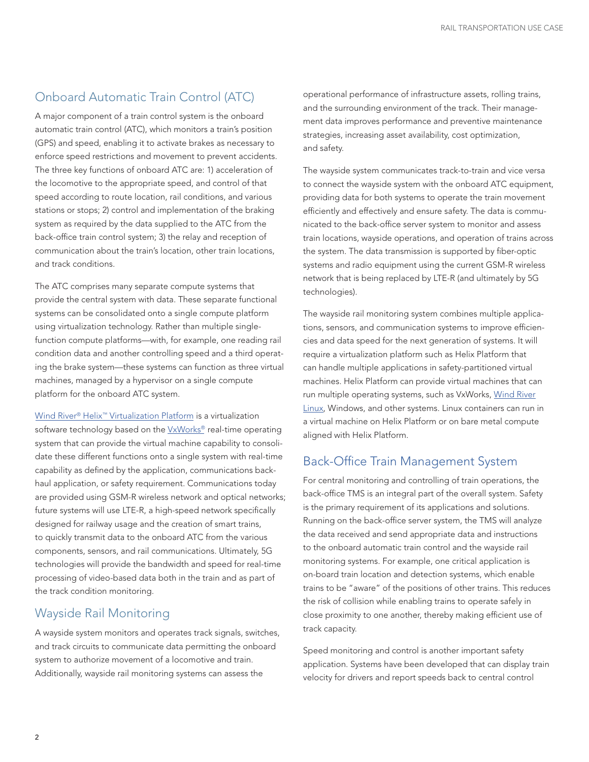## Onboard Automatic Train Control (ATC)

A major component of a train control system is the onboard automatic train control (ATC), which monitors a train's position (GPS) and speed, enabling it to activate brakes as necessary to enforce speed restrictions and movement to prevent accidents. The three key functions of onboard ATC are: 1) acceleration of the locomotive to the appropriate speed, and control of that speed according to route location, rail conditions, and various stations or stops; 2) control and implementation of the braking system as required by the data supplied to the ATC from the back-office train control system; 3) the relay and reception of communication about the train's location, other train locations, and track conditions.

The ATC comprises many separate compute systems that provide the central system with data. These separate functional systems can be consolidated onto a single compute platform using virtualization technology. Rather than multiple single-function compute platforms—with, for example, one reading rail condition data and another controlling speed and a third operating the brake system—these systems can function as three virtual machines, managed by a hypervisor on a single compute platform for the onboard ATC system.

Wind River® Helix™ Virtualization Platform is a virtualization software technology based on the VxWorks® real-time operating system that can provide the virtual machine capability to consolidate these different functions onto a single system with real-time capability as defined by the application, communications backhaul application, or safety requirement. Communications today are provided using GSM-R wireless network and optical networks; future systems will use LTE-R, a high-speed network specifically designed for railway usage and the creation of smart trains, to quickly transmit data to the onboard ATC from the various components, sensors, and rail communications. Ultimately, 5G technologies will provide the bandwidth and speed for real-time processing of video-based data both in the train and as part of the track condition monitoring.

## Wayside Rail Monitoring

A wayside system monitors and operates track signals, switches, and track circuits to communicate data permitting the onboard system to authorize movement of a locomotive and train. Additionally, wayside rail monitoring systems can assess the operational performance of infrastructure assets, rolling trains, and the surrounding environment of the track. Their management data improves performance and preventive maintenance strategies, increasing asset availability, cost optimization, and safety.

The wayside system communicates track-to-train and vice versa to connect the wayside system with the onboard ATC equipment, providing data for both systems to operate the train movement efficiently and effectively and ensure safety. The data is communicated to the back-office server system to monitor and assess train locations, wayside operations, and operation of trains across the system. The data transmission is supported by fiber-optic systems and radio equipment using the current GSM-R wireless network that is being replaced by LTE-R (and ultimately by 5G technologies).

The wayside rail monitoring system combines multiple applications, sensors, and communication systems to improve efficiencies and data speed for the next generation of systems. It will require a virtualization platform such as Helix Platform that can handle multiple applications in safety-partitioned virtual machines. Helix Platform can provide virtual machines that can run multiple operating systems, such as VxWorks, Wind River Linux, Windows, and other systems. Linux containers can run in a virtual machine on Helix Platform or on bare metal compute aligned with Helix Platform.

## Back-Office Train Management System

For central monitoring and controlling of train operations, the back-office TMS is an integral part of the overall system. Safety is the primary requirement of its applications and solutions. Running on the back-office server system, the TMS will analyze the data received and send appropriate data and instructions to the onboard automatic train control and the wayside rail monitoring systems. For example, one critical application is on-board train location and detection systems, which enable trains to be "aware" of the positions of other trains. This reduces the risk of collision while enabling trains to operate safely in close proximity to one another, thereby making efficient use of track capacity.

Speed monitoring and control is another important safety application. Systems have been developed that can display train velocity for drivers and report speeds back to central control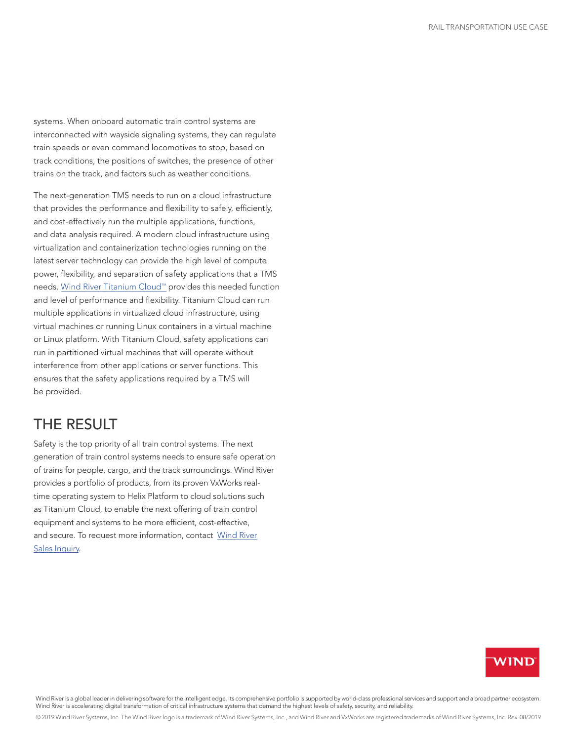systems. When onboard automatic train control systems are interconnected with wayside signaling systems, they can regulate train speeds or even command locomotives to stop, based on track conditions, the positions of switches, the presence of other trains on the track, and factors such as weather conditions.

The next-generation TMS needs to run on a cloud infrastructure that provides the performance and flexibility to safely, efficiently, and cost-effectively run the multiple applications, functions, and data analysis required. A modern cloud infrastructure using virtualization and containerization technologies running on the latest server technology can provide the high level of compute power, flexibility, and separation of safety applications that a TMS needs. Wind River Titanium Cloud™ provides this needed function and level of performance and flexibility. Titanium Cloud can run multiple applications in virtualized cloud infrastructure, using virtual machines or running Linux containers in a virtual machine or Linux platform. With Titanium Cloud, safety applications can run in partitioned virtual machines that will operate without interference from other applications or server functions. This ensures that the safety applications required by a TMS will be provided.

## THE RESULT

Safety is the top priority of all train control systems. The next generation of train control systems needs to ensure safe operation of trains for people, cargo, and the track surroundings. Wind River provides a portfolio of products, from its proven VxWorks real-time operating system to Helix Platform to cloud solutions such as Titanium Cloud, to enable the next offering of train control equipment and systems to be more efficient, cost-effective, and secure. To request more information, contact Wind River Sales Inquiry.

Wind River is a global leader in delivering software for the intelligent edge. Its comprehensive portfolio is supported by world-class professional services and support and a broad partner ecosystem. Wind River is accelerating digital transformation of critical infrastructure systems that demand the highest levels of safety, security, and reliability.

© 2019 Wind River Systems, Inc. The Wind River logo is a trademark of Wind River Systems, Inc., and Wind River and VxWorks are registered trademarks of Wind River Systems, Inc. Rev. 08/2019